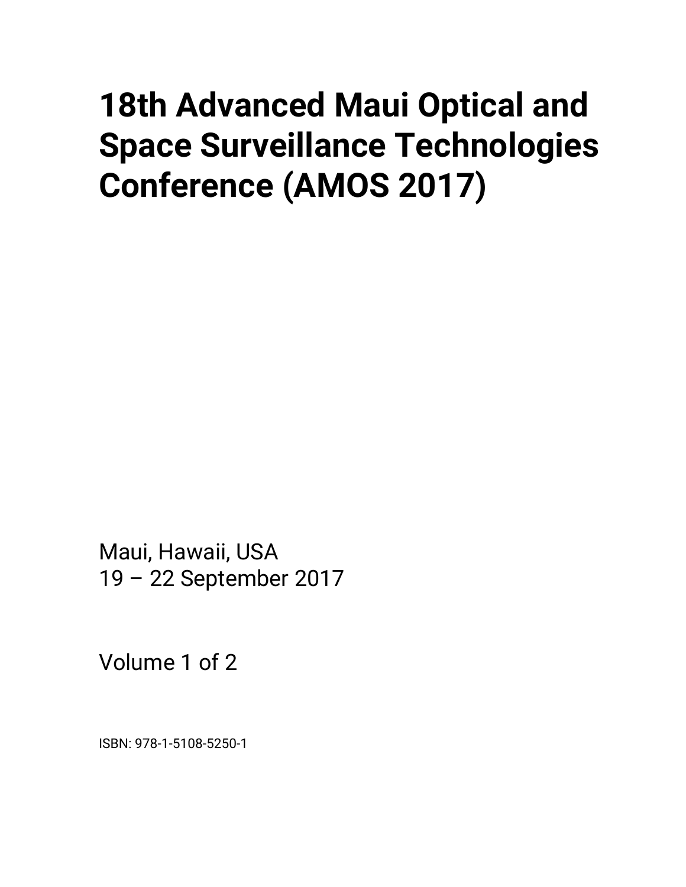# 18th Advanced Maui Optical and Space Surveillance Technologies Conference (AMOS 2017)

Maui, Hawaii, USA
19 – 22 September 2017

Volume 1 of 2

ISBN: 978-1-5108-5250-1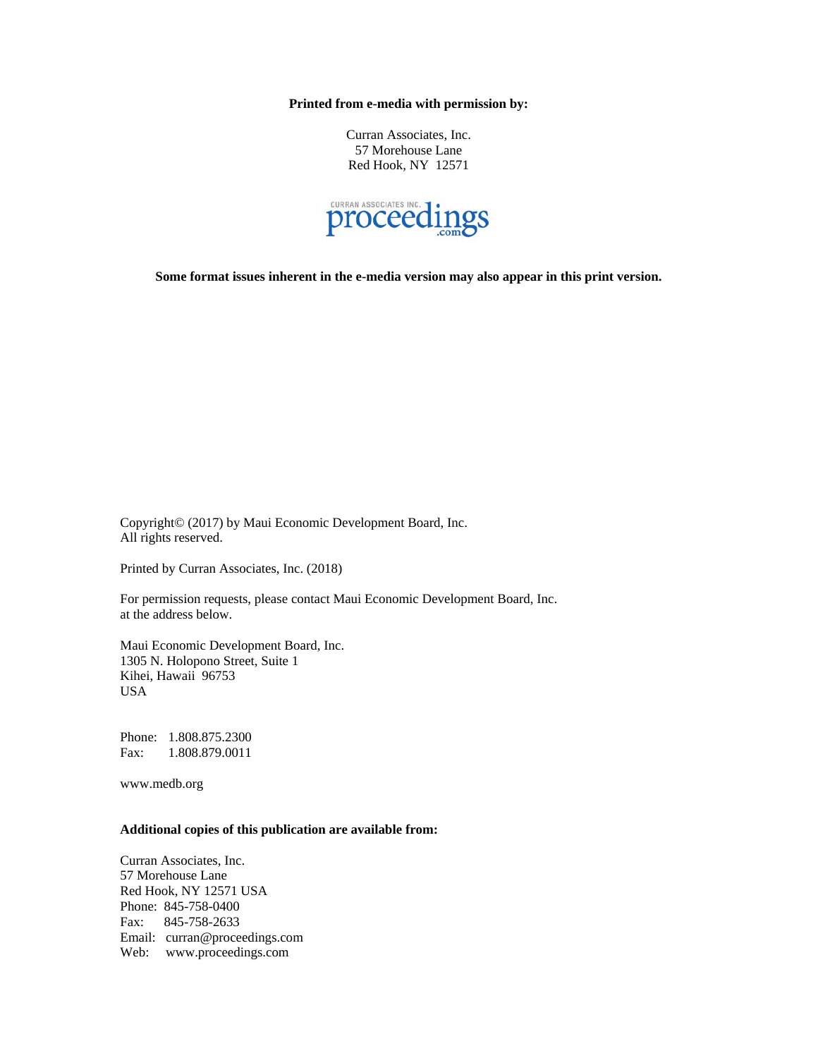**Printed from e-media with permission by:**

Curran Associates, Inc.
57 Morehouse Lane
Red Hook, NY 12571

CURRAN ASSOCIATES INC. proceedings .com

**Some format issues inherent in the e-media version may also appear in this print version.**

Copyright© (2017) by Maui Economic Development Board, Inc.
All rights reserved.

Printed by Curran Associates, Inc. (2018)

For permission requests, please contact Maui Economic Development Board, Inc.
at the address below.

Maui Economic Development Board, Inc.
1305 N. Holopono Street, Suite 1
Kihei, Hawaii 96753
USA

Phone: 1.808.875.2300
Fax: 1.808.879.0011

www.medb.org

**Additional copies of this publication are available from:**

Curran Associates, Inc.
57 Morehouse Lane
Red Hook, NY 12571 USA
Phone: 845-758-0400
Fax: 845-758-2633
Email: curran@proceedings.com
Web: www.proceedings.com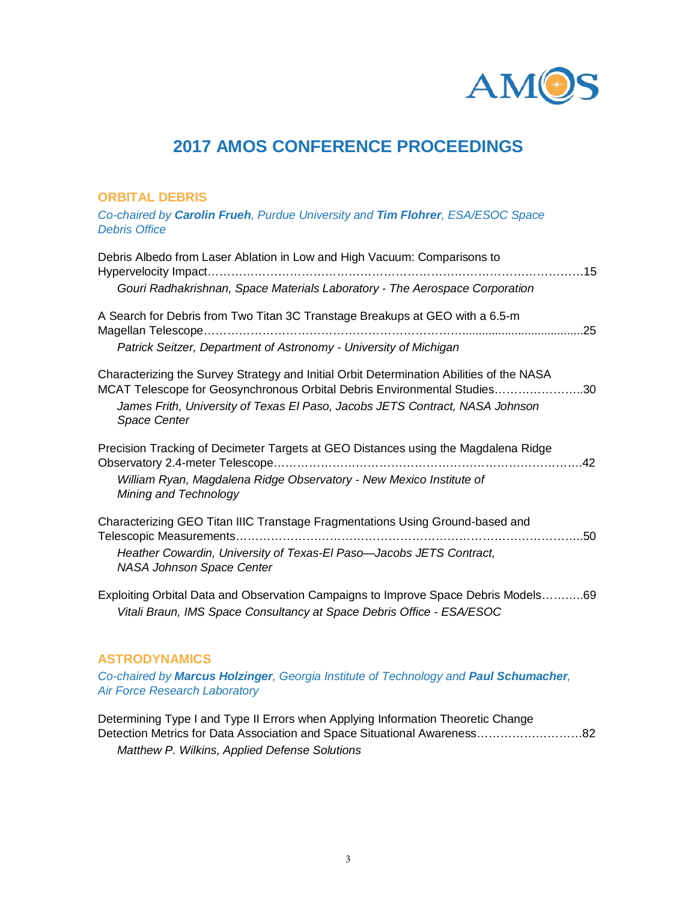# 2017 AMOS CONFERENCE PROCEEDINGS

## ORBITAL DEBRIS

*Co-chaired by **Carolin Frueh**, Purdue University and **Tim Flohrer**, ESA/ESOC Space Debris Office*

Debris Albedo from Laser Ablation in Low and High Vacuum: Comparisons to Hypervelocity Impact…………………………………………………………………………………15
*Gouri Radhakrishnan, Space Materials Laboratory - The Aerospace Corporation*

A Search for Debris from Two Titan 3C Transtage Breakups at GEO with a 6.5-m Magellan Telescope…………………………………………………………………………………25
*Patrick Seitzer, Department of Astronomy - University of Michigan*

Characterizing the Survey Strategy and Initial Orbit Determination Abilities of the NASA MCAT Telescope for Geosynchronous Orbital Debris Environmental Studies…………………..30
*James Frith, University of Texas El Paso, Jacobs JETS Contract, NASA Johnson Space Center*

Precision Tracking of Decimeter Targets at GEO Distances using the Magdalena Ridge Observatory 2.4-meter Telescope……………………………………………………………………..42
*William Ryan, Magdalena Ridge Observatory - New Mexico Institute of Mining and Technology*

Characterizing GEO Titan IIIC Transtage Fragmentations Using Ground-based and Telescopic Measurements………………………………………………………………………………..50
*Heather Cowardin, University of Texas-El Paso—Jacobs JETS Contract, NASA Johnson Space Center*

Exploiting Orbital Data and Observation Campaigns to Improve Space Debris Models………..69
*Vitali Braun, IMS Space Consultancy at Space Debris Office - ESA/ESOC*

## ASTRODYNAMICS

*Co-chaired by **Marcus Holzinger**, Georgia Institute of Technology and **Paul Schumacher**, Air Force Research Laboratory*

Determining Type I and Type II Errors when Applying Information Theoretic Change Detection Metrics for Data Association and Space Situational Awareness………………………82
*Matthew P. Wilkins, Applied Defense Solutions*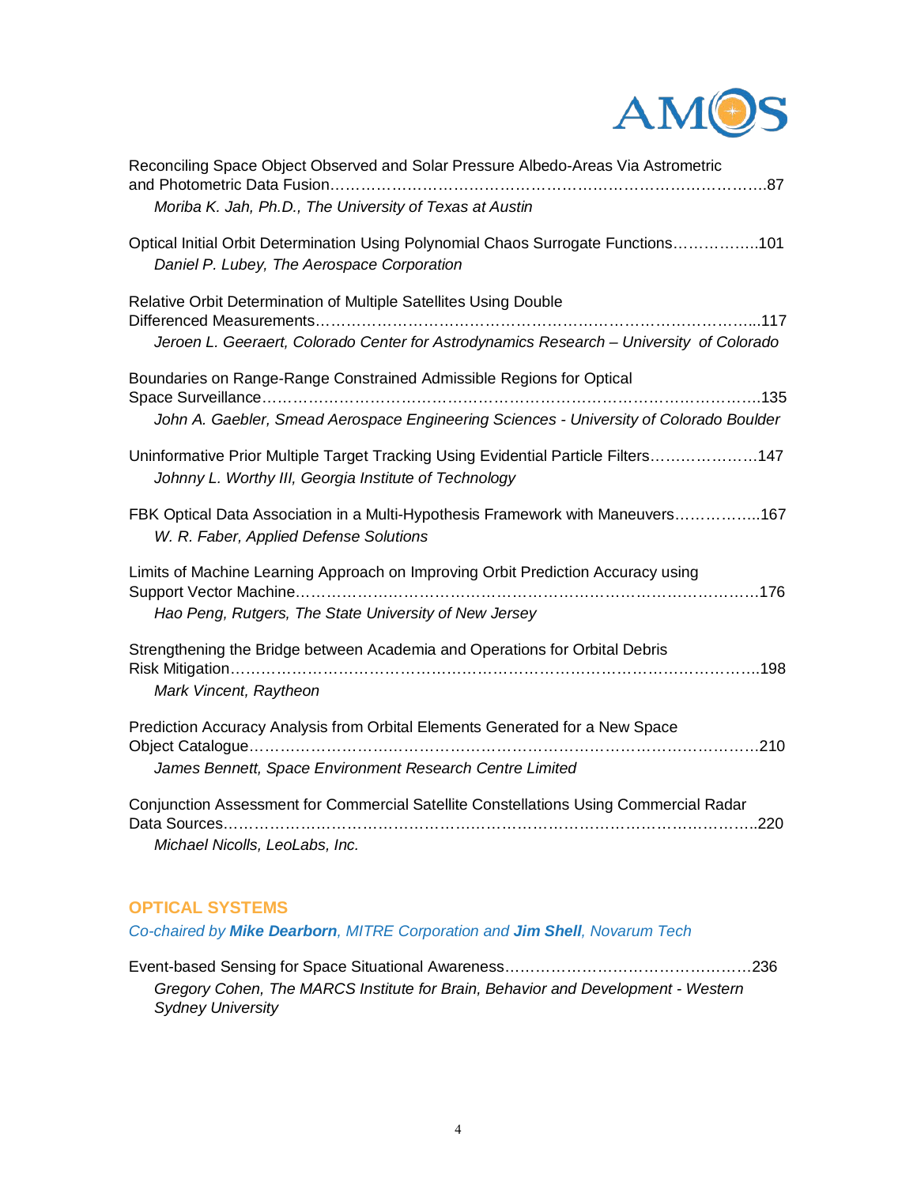Reconciling Space Object Observed and Solar Pressure Albedo-Areas Via Astrometric and Photometric Data Fusion……………………………………………………………………….87
*Moriba K. Jah, Ph.D., The University of Texas at Austin*

Optical Initial Orbit Determination Using Polynomial Chaos Surrogate Functions……………..101
*Daniel P. Lubey, The Aerospace Corporation*

Relative Orbit Determination of Multiple Satellites Using Double Differenced Measurements……………………………………………………………………………...117
*Jeroen L. Geeraert, Colorado Center for Astrodynamics Research – University of Colorado*

Boundaries on Range-Range Constrained Admissible Regions for Optical Space Surveillance……………………………………………………………………………………..135
*John A. Gaebler, Smead Aerospace Engineering Sciences - University of Colorado Boulder*

Uninformative Prior Multiple Target Tracking Using Evidential Particle Filters…………………147
*Johnny L. Worthy III, Georgia Institute of Technology*

FBK Optical Data Association in a Multi-Hypothesis Framework with Maneuvers……………..167
*W. R. Faber, Applied Defense Solutions*

Limits of Machine Learning Approach on Improving Orbit Prediction Accuracy using Support Vector Machine……………………………………………………………………………176
*Hao Peng, Rutgers, The State University of New Jersey*

Strengthening the Bridge between Academia and Operations for Orbital Debris Risk Mitigation…………………………………………………………………………………………..198
*Mark Vincent, Raytheon*

Prediction Accuracy Analysis from Orbital Elements Generated for a New Space Object Catalogue………………………………………………………………………………………210
*James Bennett, Space Environment Research Centre Limited*

Conjunction Assessment for Commercial Satellite Constellations Using Commercial Radar Data Sources……………………………………………………………………………………..220
*Michael Nicolls, LeoLabs, Inc.*

## OPTICAL SYSTEMS

*Co-chaired by **Mike Dearborn**, MITRE Corporation and **Jim Shell**, Novarum Tech*

Event-based Sensing for Space Situational Awareness…………………………………………236
*Gregory Cohen, The MARCS Institute for Brain, Behavior and Development - Western Sydney University*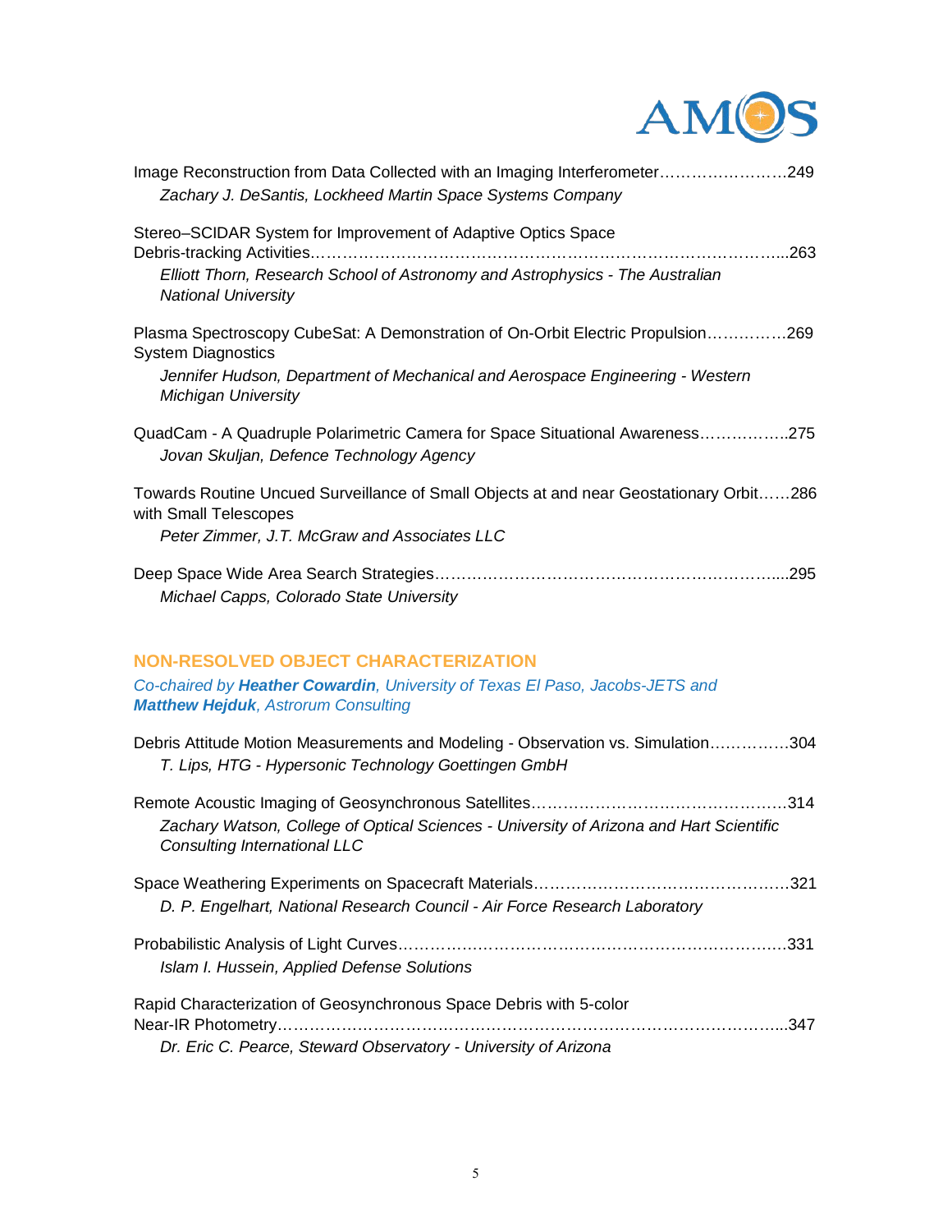Image Reconstruction from Data Collected with an Imaging Interferometer……………………249
*Zachary J. DeSantis, Lockheed Martin Space Systems Company*

Stereo–SCIDAR System for Improvement of Adaptive Optics Space Debris-tracking Activities……………………………………………………………………………...263
*Elliott Thorn, Research School of Astronomy and Astrophysics - The Australian National University*

Plasma Spectroscopy CubeSat: A Demonstration of On-Orbit Electric Propulsion System Diagnostics……………269
*Jennifer Hudson, Department of Mechanical and Aerospace Engineering - Western Michigan University*

QuadCam - A Quadruple Polarimetric Camera for Space Situational Awareness……………..275
*Jovan Skuljan, Defence Technology Agency*

Towards Routine Uncued Surveillance of Small Objects at and near Geostationary Orbit with Small Telescopes……286
*Peter Zimmer, J.T. McGraw and Associates LLC*

Deep Space Wide Area Search Strategies……………………………………………………....295
*Michael Capps, Colorado State University*

## NON-RESOLVED OBJECT CHARACTERIZATION

*Co-chaired by **Heather Cowardin**, University of Texas El Paso, Jacobs-JETS and **Matthew Hejduk**, Astrorum Consulting*

Debris Attitude Motion Measurements and Modeling - Observation vs. Simulation……………304
*T. Lips, HTG - Hypersonic Technology Goettingen GmbH*

Remote Acoustic Imaging of Geosynchronous Satellites………………………………………….314
*Zachary Watson, College of Optical Sciences - University of Arizona and Hart Scientific Consulting International LLC*

Space Weathering Experiments on Spacecraft Materials………………………………………….321
*D. P. Engelhart, National Research Council - Air Force Research Laboratory*

Probabilistic Analysis of Light Curves……………………………………………………………….331
*Islam I. Hussein, Applied Defense Solutions*

Rapid Characterization of Geosynchronous Space Debris with 5-color Near-IR Photometry……………………………………………………………………………………...347
*Dr. Eric C. Pearce, Steward Observatory - University of Arizona*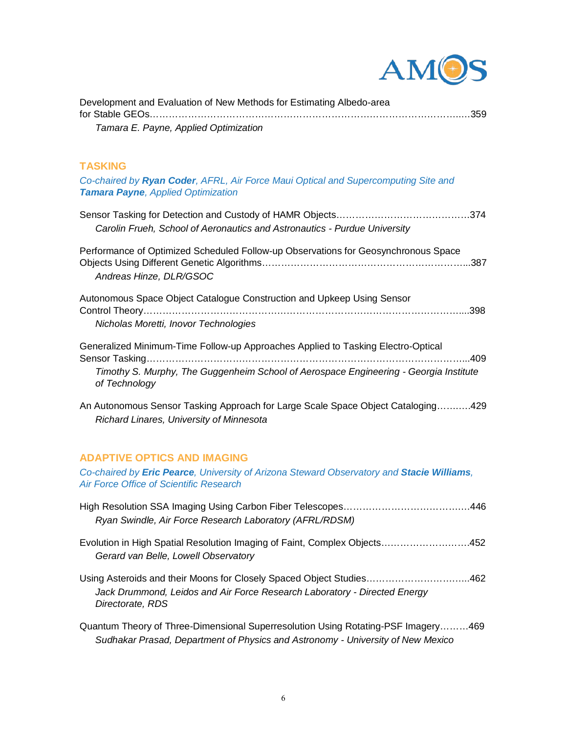Development and Evaluation of New Methods for Estimating Albedo-area for Stable GEOs……………………………………………………………………………………………359
*Tamara E. Payne, Applied Optimization*

## TASKING

*Co-chaired by **Ryan Coder**, AFRL, Air Force Maui Optical and Supercomputing Site and **Tamara Payne**, Applied Optimization*

Sensor Tasking for Detection and Custody of HAMR Objects…………………………………….374
*Carolin Frueh, School of Aeronautics and Astronautics - Purdue University*

Performance of Optimized Scheduled Follow-up Observations for Geosynchronous Space Objects Using Different Genetic Algorithms……………………………………………………………...387
*Andreas Hinze, DLR/GSOC*

Autonomous Space Object Catalogue Construction and Upkeep Using Sensor Control Theory…………………………………………………………………………………………....398
*Nicholas Moretti, Inovor Technologies*

Generalized Minimum-Time Follow-up Approaches Applied to Tasking Electro-Optical Sensor Tasking…………………………………………………………………………………………...409
*Timothy S. Murphy, The Guggenheim School of Aerospace Engineering - Georgia Institute of Technology*

An Autonomous Sensor Tasking Approach for Large Scale Space Object Cataloging………..429
*Richard Linares, University of Minnesota*

## ADAPTIVE OPTICS AND IMAGING

*Co-chaired by **Eric Pearce**, University of Arizona Steward Observatory and **Stacie Williams**, Air Force Office of Scientific Research*

High Resolution SSA Imaging Using Carbon Fiber Telescopes…………………………………..446
*Ryan Swindle, Air Force Research Laboratory (AFRL/RDSM)*

Evolution in High Spatial Resolution Imaging of Faint, Complex Objects……………………….452
*Gerard van Belle, Lowell Observatory*

Using Asteroids and their Moons for Closely Spaced Object Studies…………………………...462
*Jack Drummond, Leidos and Air Force Research Laboratory - Directed Energy Directorate, RDS*

Quantum Theory of Three-Dimensional Superresolution Using Rotating-PSF Imagery………469
*Sudhakar Prasad, Department of Physics and Astronomy - University of New Mexico*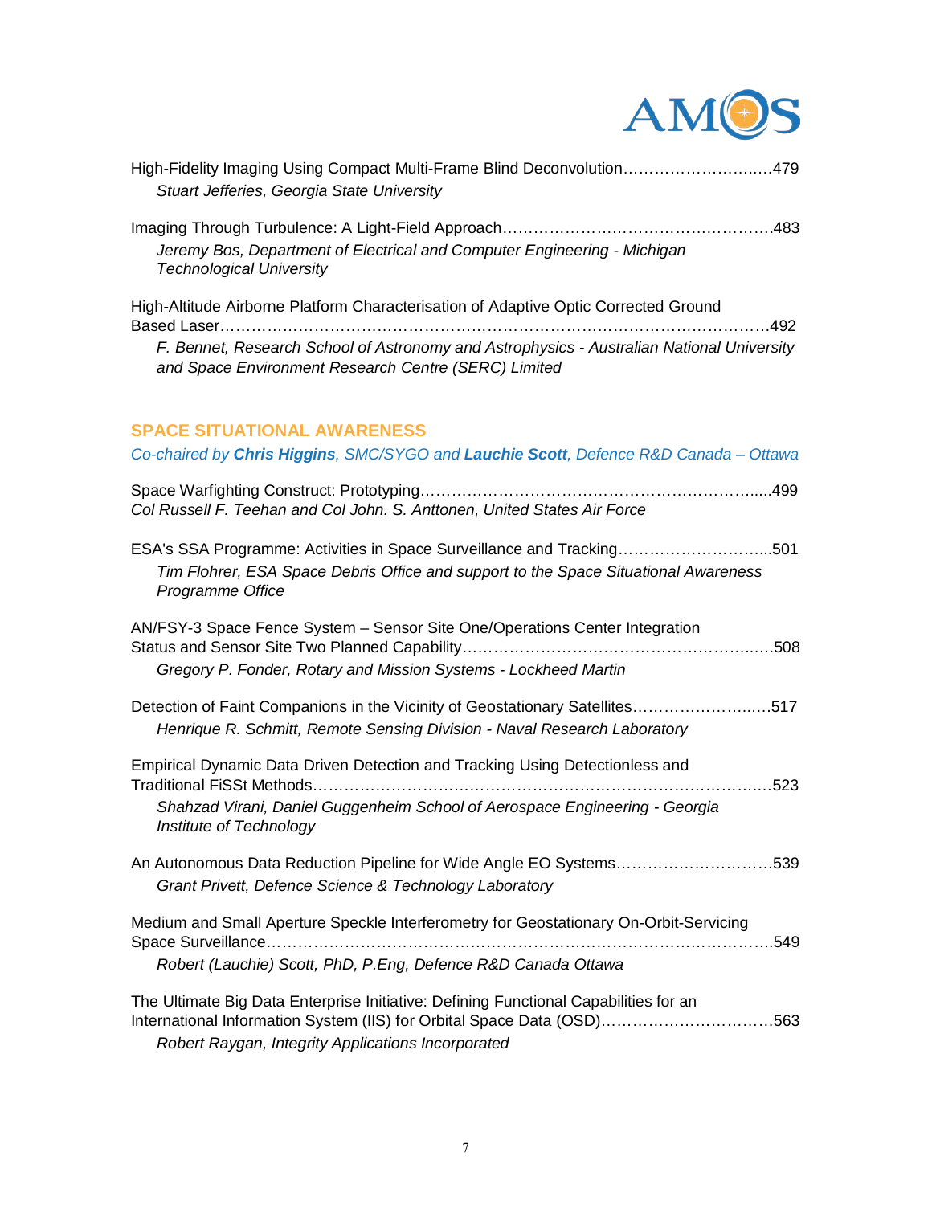High-Fidelity Imaging Using Compact Multi-Frame Blind Deconvolution……………………….…479
*Stuart Jefferies, Georgia State University*

Imaging Through Turbulence: A Light-Field Approach…………………………………….……….483
*Jeremy Bos, Department of Electrical and Computer Engineering - Michigan Technological University*

High-Altitude Airborne Platform Characterisation of Adaptive Optic Corrected Ground Based Laser……………………………………………………………………………………………492
*F. Bennet, Research School of Astronomy and Astrophysics - Australian National University and Space Environment Research Centre (SERC) Limited*

## SPACE SITUATIONAL AWARENESS

*Co-chaired by **Chris Higgins**, SMC/SYGO and **Lauchie Scott**, Defence R&D Canada – Ottawa*

Space Warfighting Construct: Prototyping……………………………………………………….....499
*Col Russell F. Teehan and Col John. S. Anttonen, United States Air Force*

ESA's SSA Programme: Activities in Space Surveillance and Tracking………………………...501
*Tim Flohrer, ESA Space Debris Office and support to the Space Situational Awareness Programme Office*

AN/FSY-3 Space Fence System – Sensor Site One/Operations Center Integration Status and Sensor Site Two Planned Capability………………………………………………..…508
*Gregory P. Fonder, Rotary and Mission Systems - Lockheed Martin*

Detection of Faint Companions in the Vicinity of Geostationary Satellites…………………..…517
*Henrique R. Schmitt, Remote Sensing Division - Naval Research Laboratory*

Empirical Dynamic Data Driven Detection and Tracking Using Detectionless and Traditional FiSSt Methods………………………………………………………………………….…523
*Shahzad Virani, Daniel Guggenheim School of Aerospace Engineering - Georgia Institute of Technology*

An Autonomous Data Reduction Pipeline for Wide Angle EO Systems…………………………539
*Grant Privett, Defence Science & Technology Laboratory*

Medium and Small Aperture Speckle Interferometry for Geostationary On-Orbit-Servicing Space Surveillance……………………………………………………………………………………..549
*Robert (Lauchie) Scott, PhD, P.Eng, Defence R&D Canada Ottawa*

The Ultimate Big Data Enterprise Initiative: Defining Functional Capabilities for an International Information System (IIS) for Orbital Space Data (OSD)……………………………563
*Robert Raygan, Integrity Applications Incorporated*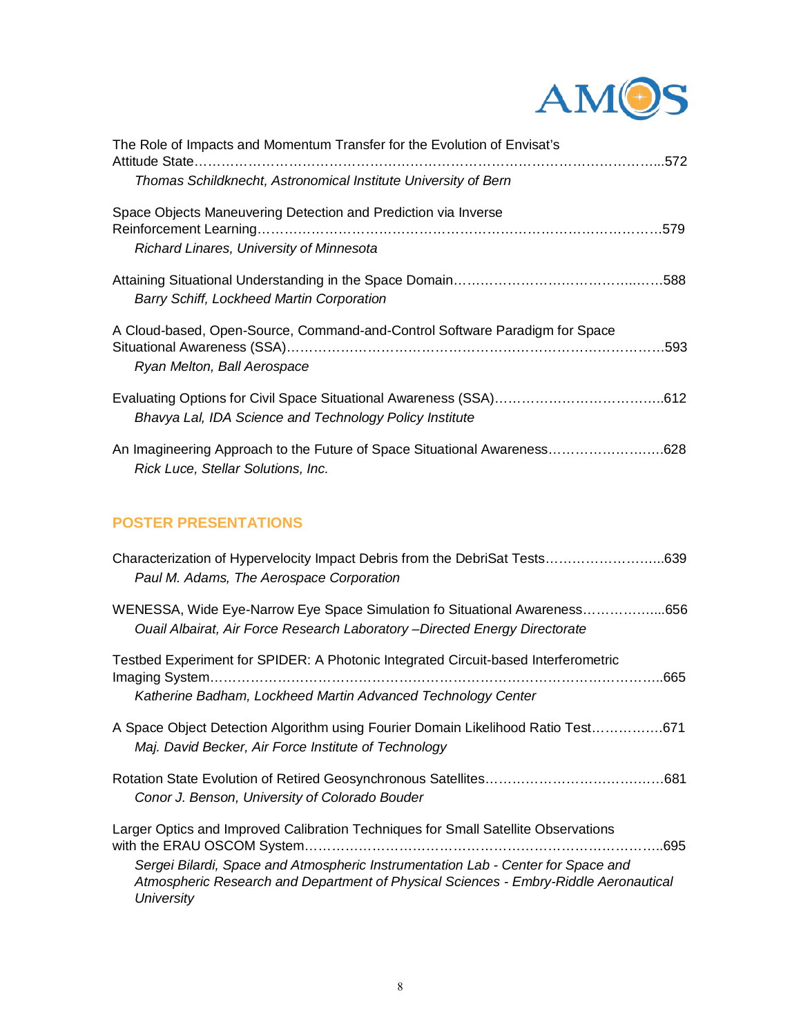The Role of Impacts and Momentum Transfer for the Evolution of Envisat's Attitude State……………………………………………………………………………………….572
*Thomas Schildknecht, Astronomical Institute University of Bern*

Space Objects Maneuvering Detection and Prediction via Inverse Reinforcement Learning………………………………………………………………………………579
*Richard Linares, University of Minnesota*

Attaining Situational Understanding in the Space Domain……………………………………..……588
*Barry Schiff, Lockheed Martin Corporation*

A Cloud-based, Open-Source, Command-and-Control Software Paradigm for Space Situational Awareness (SSA)…………………………………………………………………………593
*Ryan Melton, Ball Aerospace*

Evaluating Options for Civil Space Situational Awareness (SSA)……………………………….612
*Bhavya Lal, IDA Science and Technology Policy Institute*

An Imagineering Approach to the Future of Space Situational Awareness……………………..628
*Rick Luce, Stellar Solutions, Inc.*

## POSTER PRESENTATIONS

Characterization of Hypervelocity Impact Debris from the DebriSat Tests……………………...639
*Paul M. Adams, The Aerospace Corporation*

WENESSA, Wide Eye-Narrow Eye Space Simulation fo Situational Awareness……………...656
*Ouail Albairat, Air Force Research Laboratory –Directed Energy Directorate*

Testbed Experiment for SPIDER: A Photonic Integrated Circuit-based Interferometric Imaging System…………………………………………………………………………………….665
*Katherine Badham, Lockheed Martin Advanced Technology Center*

A Space Object Detection Algorithm using Fourier Domain Likelihood Ratio Test…………….671
*Maj. David Becker, Air Force Institute of Technology*

Rotation State Evolution of Retired Geosynchronous Satellites…………………………………681
*Conor J. Benson, University of Colorado Bouder*

Larger Optics and Improved Calibration Techniques for Small Satellite Observations with the ERAU OSCOM System………………………………………………………………….695
*Sergei Bilardi, Space and Atmospheric Instrumentation Lab - Center for Space and Atmospheric Research and Department of Physical Sciences - Embry-Riddle Aeronautical University*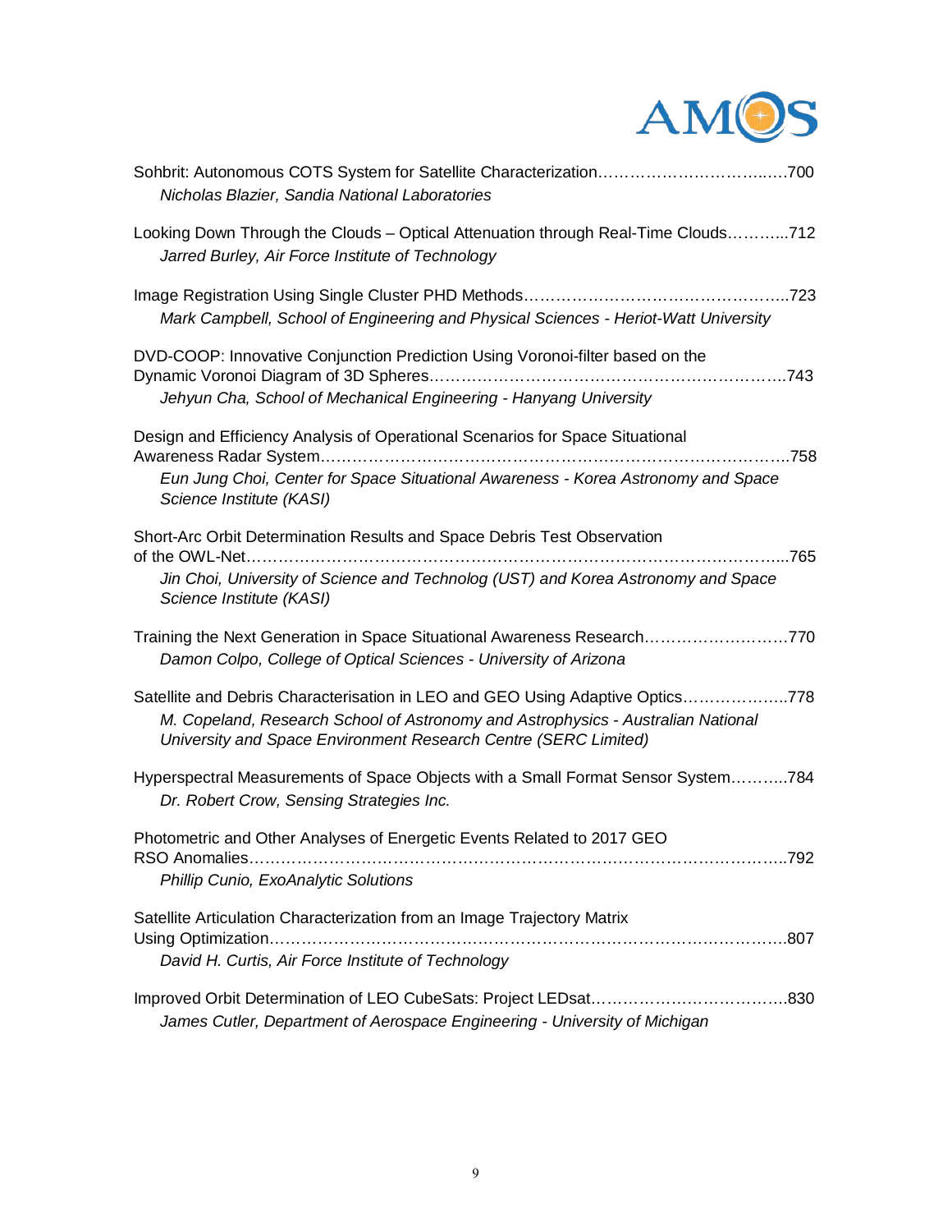Sohbrit: Autonomous COTS System for Satellite Characterization……………………………..….700
*Nicholas Blazier, Sandia National Laboratories*

Looking Down Through the Clouds – Optical Attenuation through Real-Time Clouds………...712
*Jarred Burley, Air Force Institute of Technology*

Image Registration Using Single Cluster PHD Methods…………………………………………..723
*Mark Campbell, School of Engineering and Physical Sciences - Heriot-Watt University*

DVD-COOP: Innovative Conjunction Prediction Using Voronoi-filter based on the Dynamic Voronoi Diagram of 3D Spheres……………………………………………………………..743
*Jehyun Cha, School of Mechanical Engineering - Hanyang University*

Design and Efficiency Analysis of Operational Scenarios for Space Situational Awareness Radar System……………………………………………………………………………..758
*Eun Jung Choi, Center for Space Situational Awareness - Korea Astronomy and Space Science Institute (KASI)*

Short-Arc Orbit Determination Results and Space Debris Test Observation of the OWL-Net…………………………………………………………………………………………...765
*Jin Choi, University of Science and Technolog (UST) and Korea Astronomy and Space Science Institute (KASI)*

Training the Next Generation in Space Situational Awareness Research……………………….770
*Damon Colpo, College of Optical Sciences - University of Arizona*

Satellite and Debris Characterisation in LEO and GEO Using Adaptive Optics………………..778
*M. Copeland, Research School of Astronomy and Astrophysics - Australian National University and Space Environment Research Centre (SERC Limited)*

Hyperspectral Measurements of Space Objects with a Small Format Sensor System………..784
*Dr. Robert Crow, Sensing Strategies Inc.*

Photometric and Other Analyses of Energetic Events Related to 2017 GEO RSO Anomalies…………………………………………………………………………………………..792
*Phillip Cunio, ExoAnalytic Solutions*

Satellite Articulation Characterization from an Image Trajectory Matrix Using Optimization……………………………………………………………………………………..807
*David H. Curtis, Air Force Institute of Technology*

Improved Orbit Determination of LEO CubeSats: Project LEDsat……………………………….830
*James Cutler, Department of Aerospace Engineering - University of Michigan*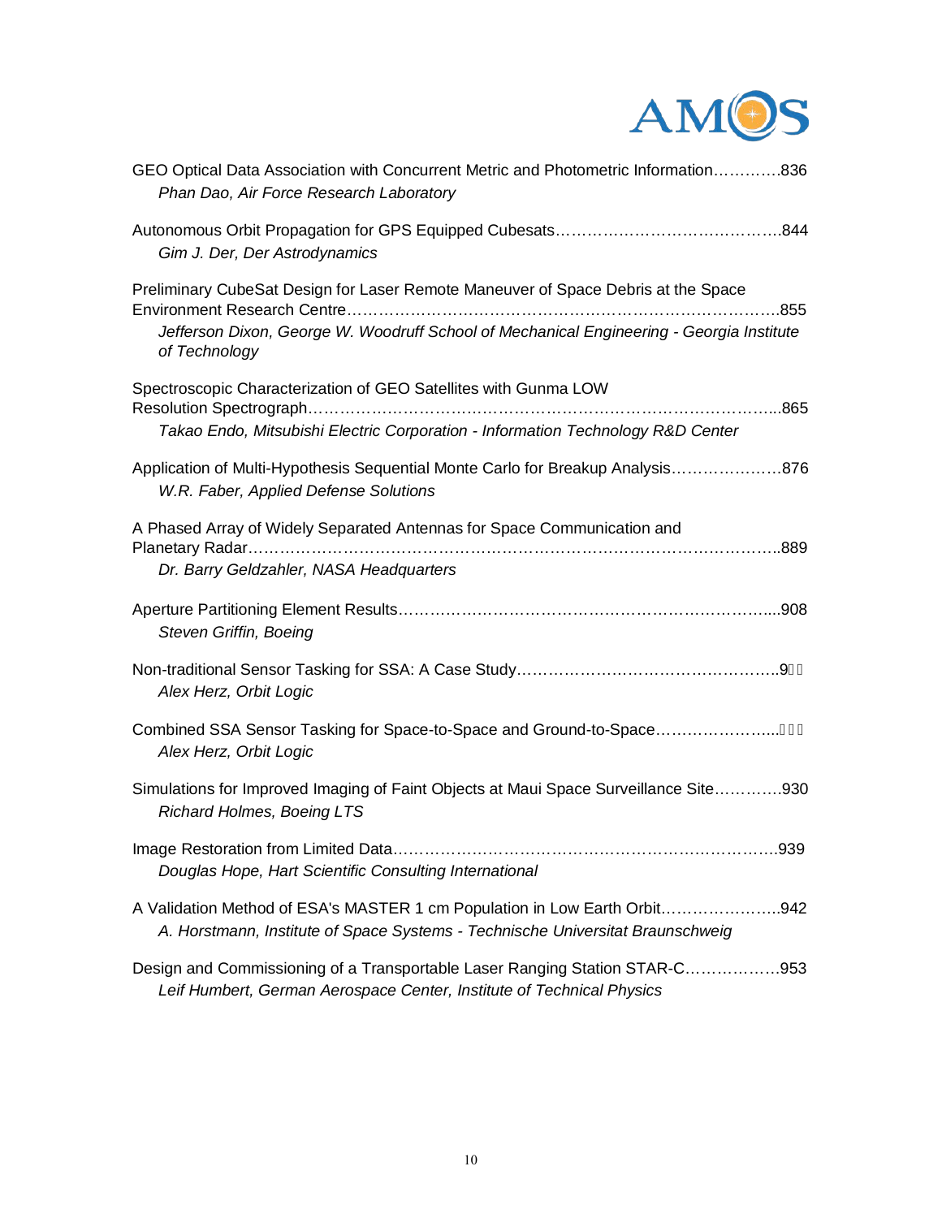GEO Optical Data Association with Concurrent Metric and Photometric Information………….836
*Phan Dao, Air Force Research Laboratory*

Autonomous Orbit Propagation for GPS Equipped Cubesats…………………………………….844
*Gim J. Der, Der Astrodynamics*

Preliminary CubeSat Design for Laser Remote Maneuver of Space Debris at the Space Environment Research Centre……………………………………………………………………..855
*Jefferson Dixon, George W. Woodruff School of Mechanical Engineering - Georgia Institute of Technology*

Spectroscopic Characterization of GEO Satellites with Gunma LOW Resolution Spectrograph…………………………………………………………………………...865
*Takao Endo, Mitsubishi Electric Corporation - Information Technology R&D Center*

Application of Multi-Hypothesis Sequential Monte Carlo for Breakup Analysis…………………876
*W.R. Faber, Applied Defense Solutions*

A Phased Array of Widely Separated Antennas for Space Communication and Planetary Radar……………………………………………………………………………………..889
*Dr. Barry Geldzahler, NASA Headquarters*

Aperture Partitioning Element Results…………………………………………………………....908
*Steven Griffin, Boeing*

Non-traditional Sensor Tasking for SSA: A Case Study…………………………………………..9
*Alex Herz, Orbit Logic*

Combined SSA Sensor Tasking for Space-to-Space and Ground-to-Space…………………...
*Alex Herz, Orbit Logic*

Simulations for Improved Imaging of Faint Objects at Maui Space Surveillance Site………….930
*Richard Holmes, Boeing LTS*

Image Restoration from Limited Data…………………………………………………………….939
*Douglas Hope, Hart Scientific Consulting International*

A Validation Method of ESA's MASTER 1 cm Population in Low Earth Orbit…………………..942
*A. Horstmann, Institute of Space Systems - Technische Universitat Braunschweig*

Design and Commissioning of a Transportable Laser Ranging Station STAR-C……………….953
*Leif Humbert, German Aerospace Center, Institute of Technical Physics*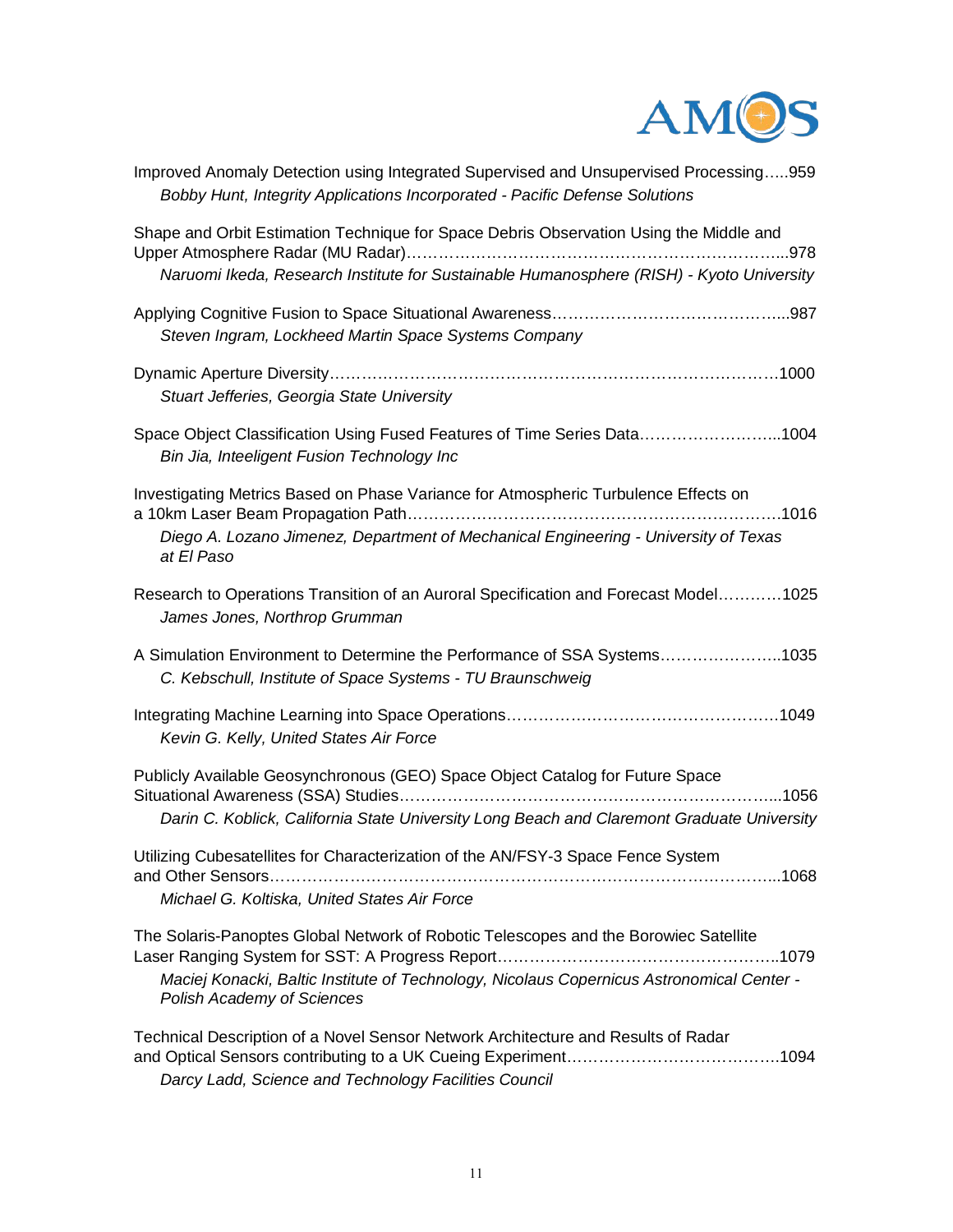Improved Anomaly Detection using Integrated Supervised and Unsupervised Processing.....959
*Bobby Hunt, Integrity Applications Incorporated - Pacific Defense Solutions*

Shape and Orbit Estimation Technique for Space Debris Observation Using the Middle and Upper Atmosphere Radar (MU Radar)....978
*Naruomi Ikeda, Research Institute for Sustainable Humanosphere (RISH) - Kyoto University*

Applying Cognitive Fusion to Space Situational Awareness....987
*Steven Ingram, Lockheed Martin Space Systems Company*

Dynamic Aperture Diversity....1000
*Stuart Jefferies, Georgia State University*

Space Object Classification Using Fused Features of Time Series Data....1004
*Bin Jia, Inteeligent Fusion Technology Inc*

Investigating Metrics Based on Phase Variance for Atmospheric Turbulence Effects on a 10km Laser Beam Propagation Path....1016
*Diego A. Lozano Jimenez, Department of Mechanical Engineering - University of Texas at El Paso*

Research to Operations Transition of an Auroral Specification and Forecast Model....1025
*James Jones, Northrop Grumman*

A Simulation Environment to Determine the Performance of SSA Systems....1035
*C. Kebschull, Institute of Space Systems - TU Braunschweig*

Integrating Machine Learning into Space Operations....1049
*Kevin G. Kelly, United States Air Force*

Publicly Available Geosynchronous (GEO) Space Object Catalog for Future Space Situational Awareness (SSA) Studies....1056
*Darin C. Koblick, California State University Long Beach and Claremont Graduate University*

Utilizing Cubesatellites for Characterization of the AN/FSY-3 Space Fence System and Other Sensors....1068
*Michael G. Koltiska, United States Air Force*

The Solaris-Panoptes Global Network of Robotic Telescopes and the Borowiec Satellite Laser Ranging System for SST: A Progress Report....1079
*Maciej Konacki, Baltic Institute of Technology, Nicolaus Copernicus Astronomical Center - Polish Academy of Sciences*

Technical Description of a Novel Sensor Network Architecture and Results of Radar and Optical Sensors contributing to a UK Cueing Experiment....1094
*Darcy Ladd, Science and Technology Facilities Council*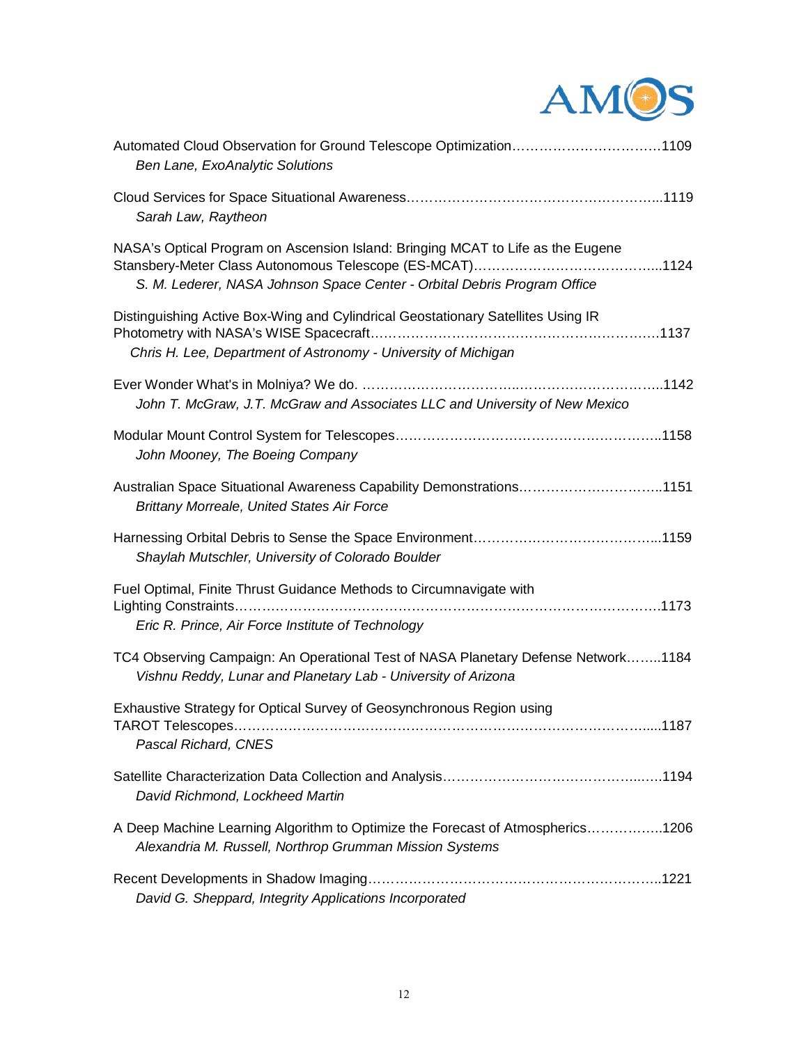Automated Cloud Observation for Ground Telescope Optimization……………………………1109
*Ben Lane, ExoAnalytic Solutions*

Cloud Services for Space Situational Awareness……………………………………………...1119
*Sarah Law, Raytheon*

NASA's Optical Program on Ascension Island: Bringing MCAT to Life as the Eugene Stansbery-Meter Class Autonomous Telescope (ES-MCAT)……………………………….....1124
*S. M. Lederer, NASA Johnson Space Center - Orbital Debris Program Office*

Distinguishing Active Box-Wing and Cylindrical Geostationary Satellites Using IR Photometry with NASA's WISE Spacecraft………………………………………………………1137
*Chris H. Lee, Department of Astronomy - University of Michigan*

Ever Wonder What's in Molniya? We do. ……………………………...…………………….....1142
*John T. McGraw, J.T. McGraw and Associates LLC and University of New Mexico*

Modular Mount Control System for Telescopes………………………………………………..1158
*John Mooney, The Boeing Company*

Australian Space Situational Awareness Capability Demonstrations…………………………..1151
*Brittany Morreale, United States Air Force*

Harnessing Orbital Debris to Sense the Space Environment…………………………………...1159
*Shaylah Mutschler, University of Colorado Boulder*

Fuel Optimal, Finite Thrust Guidance Methods to Circumnavigate with Lighting Constraints……………………………………………………………………………………1173
*Eric R. Prince, Air Force Institute of Technology*

TC4 Observing Campaign: An Operational Test of NASA Planetary Defense Network……..1184
*Vishnu Reddy, Lunar and Planetary Lab - University of Arizona*

Exhaustive Strategy for Optical Survey of Geosynchronous Region using TAROT Telescopes……………………………………………………………………………….....1187
*Pascal Richard, CNES*

Satellite Characterization Data Collection and Analysis………………………………...…..1194
*David Richmond, Lockheed Martin*

A Deep Machine Learning Algorithm to Optimize the Forecast of Atmospherics……………..1206
*Alexandria M. Russell, Northrop Grumman Mission Systems*

Recent Developments in Shadow Imaging……………………………………………………..1221
*David G. Sheppard, Integrity Applications Incorporated*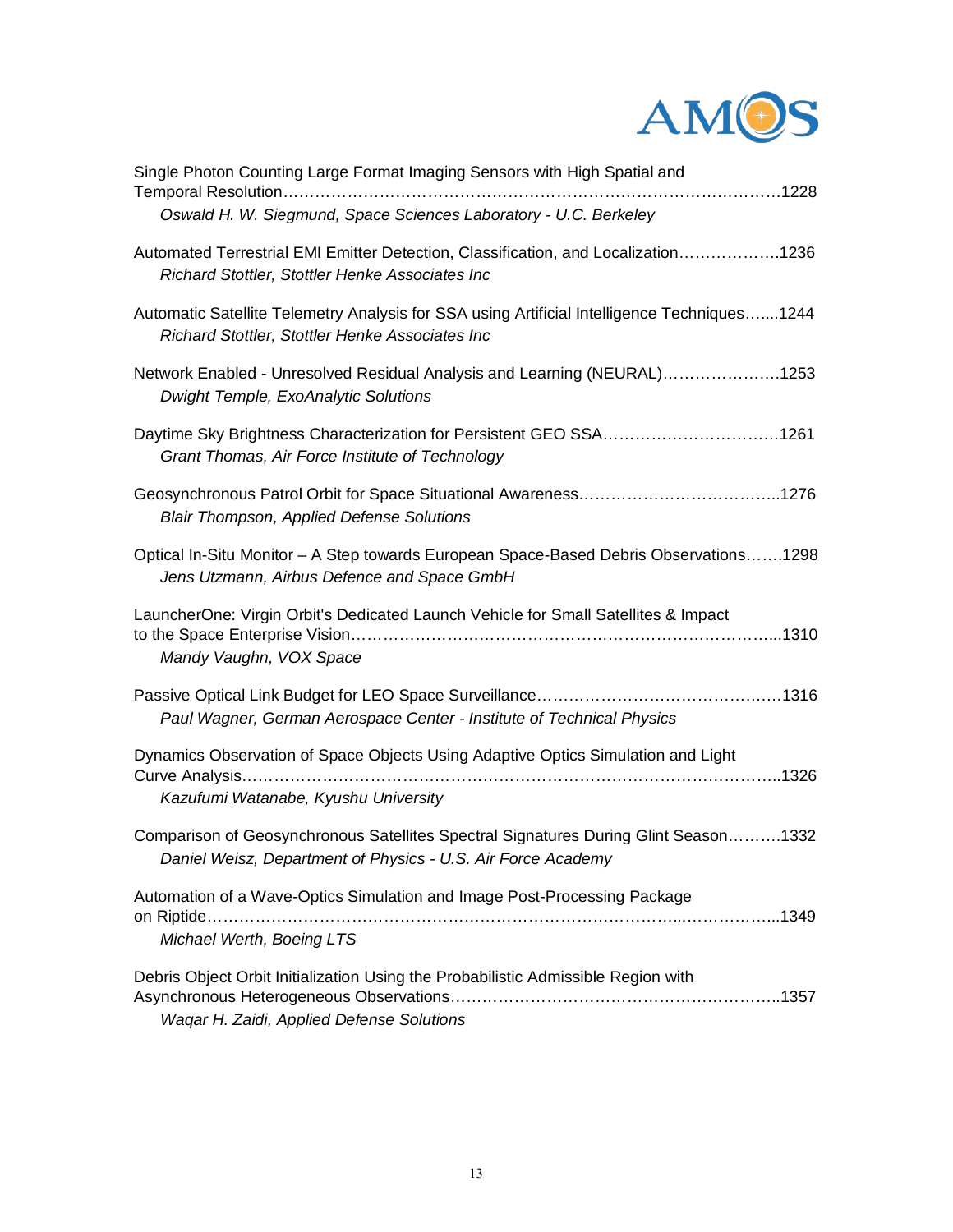Single Photon Counting Large Format Imaging Sensors with High Spatial and Temporal Resolution……………………………………………………………………………………1228
*Oswald H. W. Siegmund, Space Sciences Laboratory - U.C. Berkeley*

Automated Terrestrial EMI Emitter Detection, Classification, and Localization……………….1236
*Richard Stottler, Stottler Henke Associates Inc*

Automatic Satellite Telemetry Analysis for SSA using Artificial Intelligence Techniques…....1244
*Richard Stottler, Stottler Henke Associates Inc*

Network Enabled - Unresolved Residual Analysis and Learning (NEURAL)………………….1253
*Dwight Temple, ExoAnalytic Solutions*

Daytime Sky Brightness Characterization for Persistent GEO SSA……………………………1261
*Grant Thomas, Air Force Institute of Technology*

Geosynchronous Patrol Orbit for Space Situational Awareness………………………………..1276
*Blair Thompson, Applied Defense Solutions*

Optical In-Situ Monitor – A Step towards European Space-Based Debris Observations…….1298
*Jens Utzmann, Airbus Defence and Space GmbH*

LauncherOne: Virgin Orbit's Dedicated Launch Vehicle for Small Satellites & Impact to the Space Enterprise Vision…………………………………………………………………...1310
*Mandy Vaughn, VOX Space*

Passive Optical Link Budget for LEO Space Surveillance………………………………………1316
*Paul Wagner, German Aerospace Center - Institute of Technical Physics*

Dynamics Observation of Space Objects Using Adaptive Optics Simulation and Light Curve Analysis……………………………………………………………………………………..1326
*Kazufumi Watanabe, Kyushu University*

Comparison of Geosynchronous Satellites Spectral Signatures During Glint Season……….1332
*Daniel Weisz, Department of Physics - U.S. Air Force Academy*

Automation of a Wave-Optics Simulation and Image Post-Processing Package on Riptide…………………………………………………………………………………………...1349
*Michael Werth, Boeing LTS*

Debris Object Orbit Initialization Using the Probabilistic Admissible Region with Asynchronous Heterogeneous Observations……………………………………………………..1357
*Waqar H. Zaidi, Applied Defense Solutions*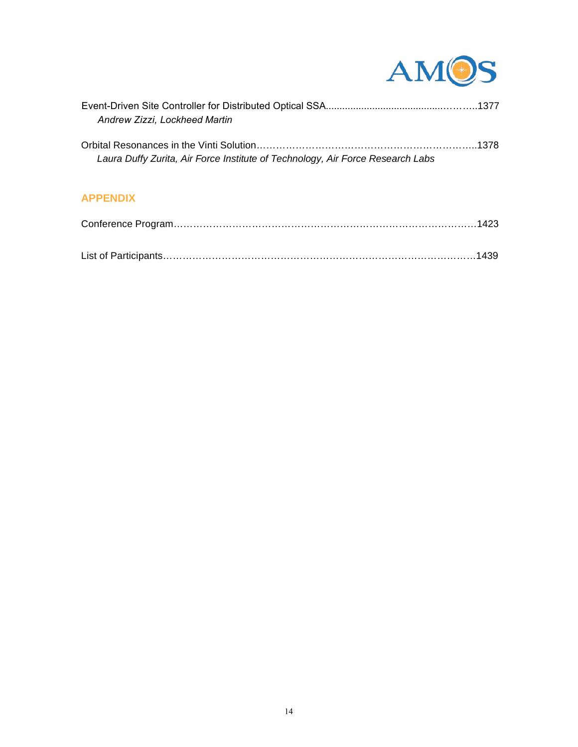Event-Driven Site Controller for Distributed Optical SSA........................................................1377
*Andrew Zizzi, Lockheed Martin*

Orbital Resonances in the Vinti Solution................................................................1378
*Laura Duffy Zurita, Air Force Institute of Technology, Air Force Research Labs*

## APPENDIX

Conference Program........................................................................................1423

List of Participants..........................................................................................1439